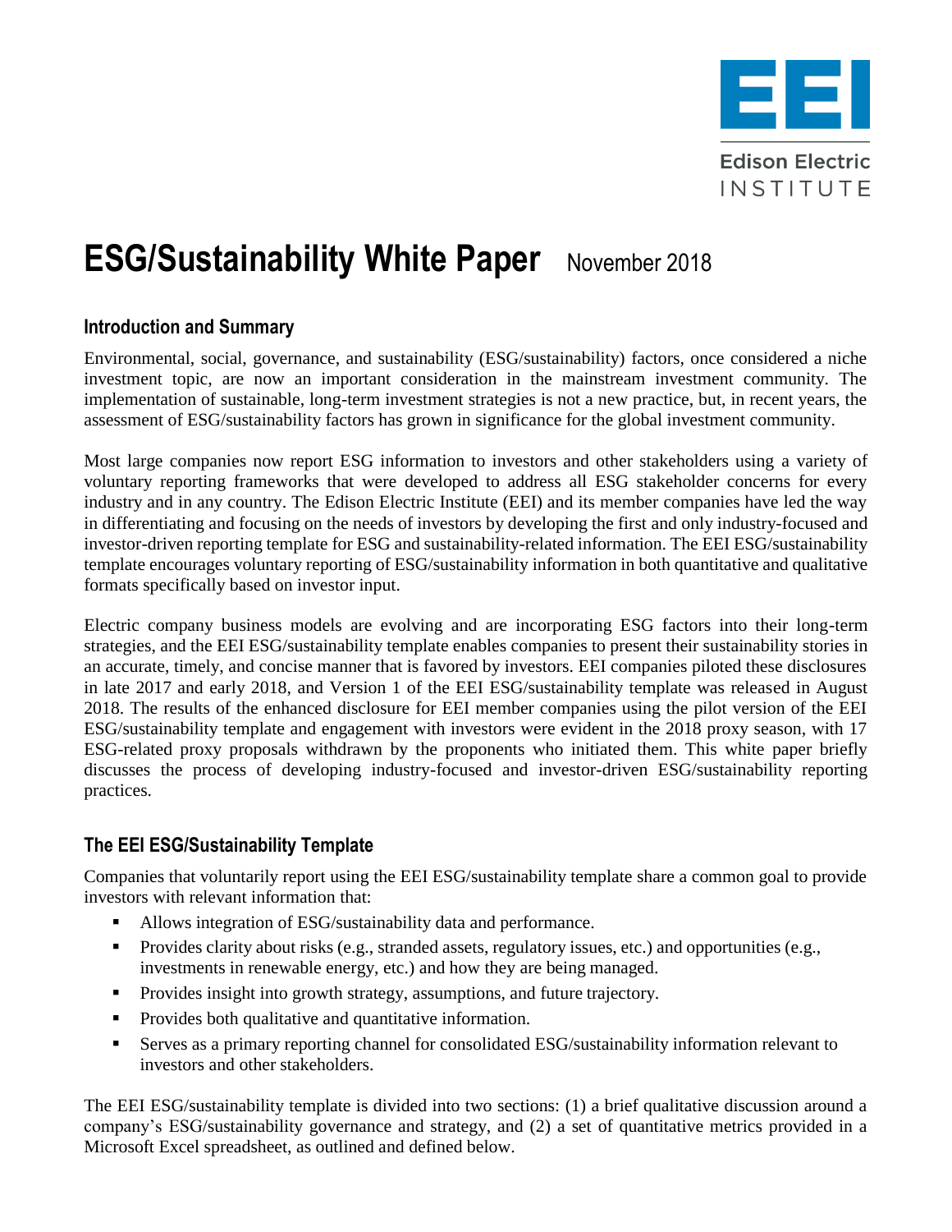# ESG/Sustainability White Paper November 2018

## Introduction and Summary

Environmental, social, governance, and sustainability (ESG/sustainability) factors, once considered a niche investment topic, are now an important consideration in the mainstream investment community. The implementation of sustainable, long-term investment strategies is not a new practice, but, in recent years, the assessment of ESG/sustainability factors has grown in significance for the global investment community.

Most large companies now report ESG information to investors and other stakeholders using a variety of voluntary reporting frameworks that were developed to address all ESG stakeholder concerns for every industry and in any country. The Edison Electric Institute (EEI) and its member companies have led the way in differentiating and focusing on the needs of investors by developing the first and only industry-focused and investor-driven reporting template for ESG and sustainability-related information. The EEI ESG/sustainability template encourages voluntary reporting of ESG/sustainability information in both quantitative and qualitative formats specifically based on investor input.

Electric company business models are evolving and are incorporating ESG factors into their long-term strategies, and the EEI ESG/sustainability template enables companies to present their sustainability stories in an accurate, timely, and concise manner that is favored by investors. EEI companies piloted these disclosures in late 2017 and early 2018, and Version 1 of the EEI ESG/sustainability template was released in August 2018. The results of the enhanced disclosure for EEI member companies using the pilot version of the EEI ESG/sustainability template and engagement with investors were evident in the 2018 proxy season, with 17 ESG-related proxy proposals withdrawn by the proponents who initiated them. This white paper briefly discusses the process of developing industry-focused and investor-driven ESG/sustainability reporting practices.

## The EEI ESG/Sustainability Template

Companies that voluntarily report using the EEI ESG/sustainability template share a common goal to provide investors with relevant information that:

- Allows integration of ESG/sustainability data and performance.
- Provides clarity about risks (e.g., stranded assets, regulatory issues, etc.) and opportunities (e.g., investments in renewable energy, etc.) and how they are being managed.
- Provides insight into growth strategy, assumptions, and future trajectory.
- Provides both qualitative and quantitative information.
- Serves as a primary reporting channel for consolidated ESG/sustainability information relevant to investors and other stakeholders.

The EEI ESG/sustainability template is divided into two sections: (1) a brief qualitative discussion around a company's ESG/sustainability governance and strategy, and (2) a set of quantitative metrics provided in a Microsoft Excel spreadsheet, as outlined and defined below.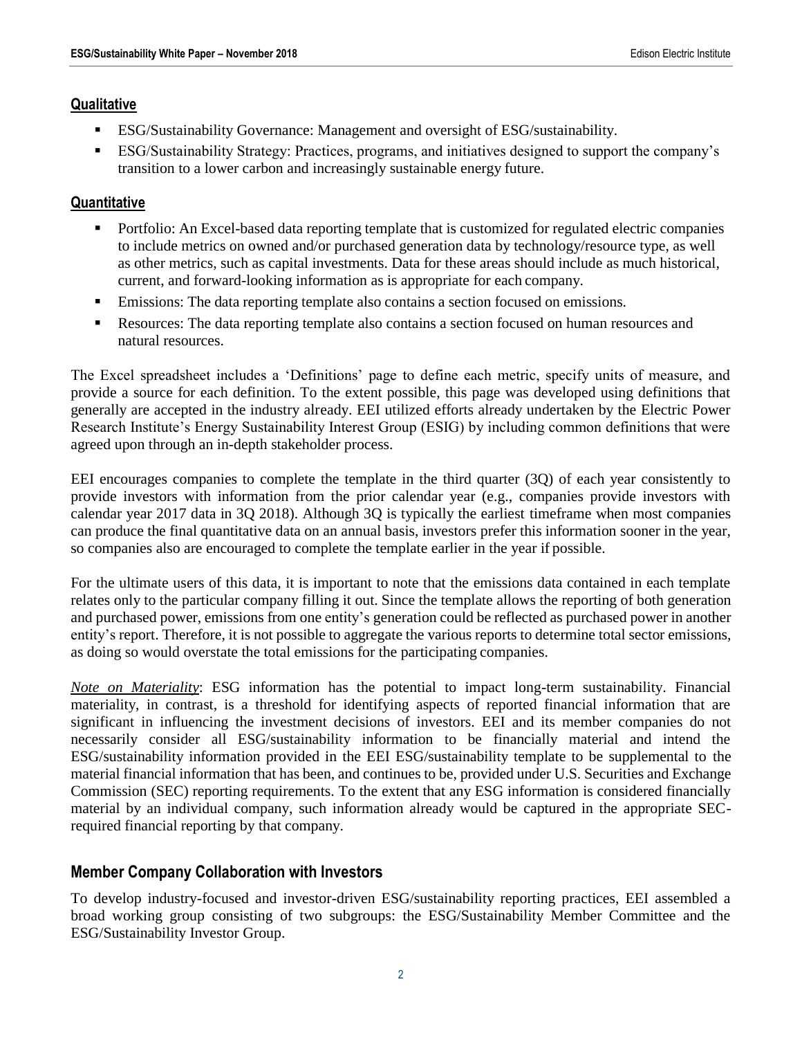### Qualitative

- ESG/Sustainability Governance: Management and oversight of ESG/sustainability.
- ESG/Sustainability Strategy: Practices, programs, and initiatives designed to support the company's transition to a lower carbon and increasingly sustainable energy future.

### Quantitative

- Portfolio: An Excel-based data reporting template that is customized for regulated electric companies to include metrics on owned and/or purchased generation data by technology/resource type, as well as other metrics, such as capital investments. Data for these areas should include as much historical, current, and forward-looking information as is appropriate for each company.
- Emissions: The data reporting template also contains a section focused on emissions.
- Resources: The data reporting template also contains a section focused on human resources and natural resources.

The Excel spreadsheet includes a 'Definitions' page to define each metric, specify units of measure, and provide a source for each definition. To the extent possible, this page was developed using definitions that generally are accepted in the industry already. EEI utilized efforts already undertaken by the Electric Power Research Institute's Energy Sustainability Interest Group (ESIG) by including common definitions that were agreed upon through an in-depth stakeholder process.

EEI encourages companies to complete the template in the third quarter (3Q) of each year consistently to provide investors with information from the prior calendar year (e.g., companies provide investors with calendar year 2017 data in 3Q 2018). Although 3Q is typically the earliest timeframe when most companies can produce the final quantitative data on an annual basis, investors prefer this information sooner in the year, so companies also are encouraged to complete the template earlier in the year if possible.

For the ultimate users of this data, it is important to note that the emissions data contained in each template relates only to the particular company filling it out. Since the template allows the reporting of both generation and purchased power, emissions from one entity's generation could be reflected as purchased power in another entity's report. Therefore, it is not possible to aggregate the various reports to determine total sector emissions, as doing so would overstate the total emissions for the participating companies.

*Note on Materiality*: ESG information has the potential to impact long-term sustainability. Financial materiality, in contrast, is a threshold for identifying aspects of reported financial information that are significant in influencing the investment decisions of investors. EEI and its member companies do not necessarily consider all ESG/sustainability information to be financially material and intend the ESG/sustainability information provided in the EEI ESG/sustainability template to be supplemental to the material financial information that has been, and continues to be, provided under U.S. Securities and Exchange Commission (SEC) reporting requirements. To the extent that any ESG information is considered financially material by an individual company, such information already would be captured in the appropriate SEC-required financial reporting by that company.

## Member Company Collaboration with Investors

To develop industry-focused and investor-driven ESG/sustainability reporting practices, EEI assembled a broad working group consisting of two subgroups: the ESG/Sustainability Member Committee and the ESG/Sustainability Investor Group.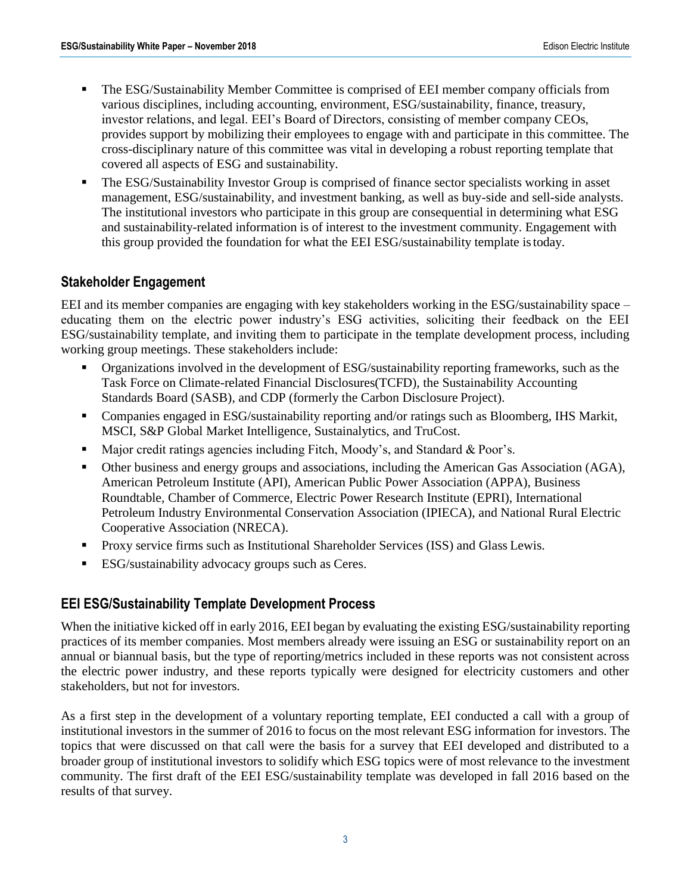- The ESG/Sustainability Member Committee is comprised of EEI member company officials from various disciplines, including accounting, environment, ESG/sustainability, finance, treasury, investor relations, and legal. EEI's Board of Directors, consisting of member company CEOs, provides support by mobilizing their employees to engage with and participate in this committee. The cross-disciplinary nature of this committee was vital in developing a robust reporting template that covered all aspects of ESG and sustainability.
- The ESG/Sustainability Investor Group is comprised of finance sector specialists working in asset management, ESG/sustainability, and investment banking, as well as buy-side and sell-side analysts. The institutional investors who participate in this group are consequential in determining what ESG and sustainability-related information is of interest to the investment community. Engagement with this group provided the foundation for what the EEI ESG/sustainability template is today.

## Stakeholder Engagement

EEI and its member companies are engaging with key stakeholders working in the ESG/sustainability space – educating them on the electric power industry's ESG activities, soliciting their feedback on the EEI ESG/sustainability template, and inviting them to participate in the template development process, including working group meetings. These stakeholders include:

- Organizations involved in the development of ESG/sustainability reporting frameworks, such as the Task Force on Climate-related Financial Disclosures(TCFD), the Sustainability Accounting Standards Board (SASB), and CDP (formerly the Carbon Disclosure Project).
- Companies engaged in ESG/sustainability reporting and/or ratings such as Bloomberg, IHS Markit, MSCI, S&P Global Market Intelligence, Sustainalytics, and TruCost.
- Major credit ratings agencies including Fitch, Moody's, and Standard & Poor's.
- Other business and energy groups and associations, including the American Gas Association (AGA), American Petroleum Institute (API), American Public Power Association (APPA), Business Roundtable, Chamber of Commerce, Electric Power Research Institute (EPRI), International Petroleum Industry Environmental Conservation Association (IPIECA), and National Rural Electric Cooperative Association (NRECA).
- Proxy service firms such as Institutional Shareholder Services (ISS) and Glass Lewis.
- ESG/sustainability advocacy groups such as Ceres.

## EEI ESG/Sustainability Template Development Process

When the initiative kicked off in early 2016, EEI began by evaluating the existing ESG/sustainability reporting practices of its member companies. Most members already were issuing an ESG or sustainability report on an annual or biannual basis, but the type of reporting/metrics included in these reports was not consistent across the electric power industry, and these reports typically were designed for electricity customers and other stakeholders, but not for investors.

As a first step in the development of a voluntary reporting template, EEI conducted a call with a group of institutional investors in the summer of 2016 to focus on the most relevant ESG information for investors. The topics that were discussed on that call were the basis for a survey that EEI developed and distributed to a broader group of institutional investors to solidify which ESG topics were of most relevance to the investment community. The first draft of the EEI ESG/sustainability template was developed in fall 2016 based on the results of that survey.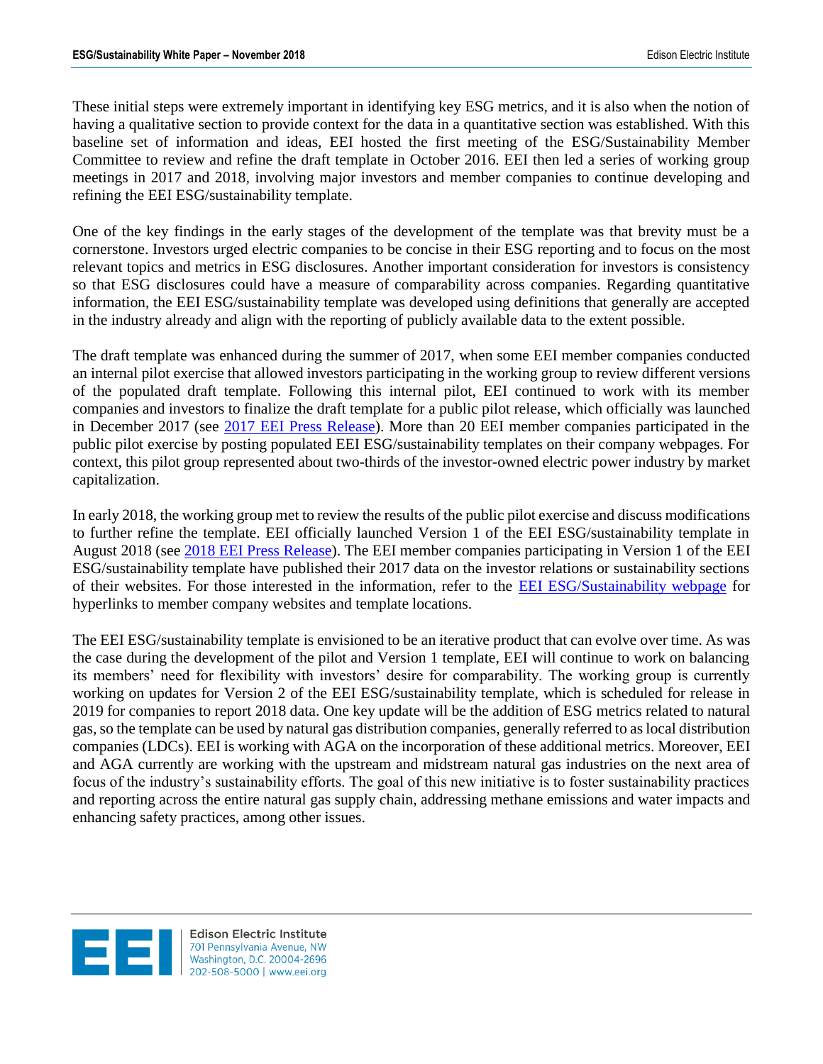These initial steps were extremely important in identifying key ESG metrics, and it is also when the notion of having a qualitative section to provide context for the data in a quantitative section was established. With this baseline set of information and ideas, EEI hosted the first meeting of the ESG/Sustainability Member Committee to review and refine the draft template in October 2016. EEI then led a series of working group meetings in 2017 and 2018, involving major investors and member companies to continue developing and refining the EEI ESG/sustainability template.

One of the key findings in the early stages of the development of the template was that brevity must be a cornerstone. Investors urged electric companies to be concise in their ESG reporting and to focus on the most relevant topics and metrics in ESG disclosures. Another important consideration for investors is consistency so that ESG disclosures could have a measure of comparability across companies. Regarding quantitative information, the EEI ESG/sustainability template was developed using definitions that generally are accepted in the industry already and align with the reporting of publicly available data to the extent possible.

The draft template was enhanced during the summer of 2017, when some EEI member companies conducted an internal pilot exercise that allowed investors participating in the working group to review different versions of the populated draft template. Following this internal pilot, EEI continued to work with its member companies and investors to finalize the draft template for a public pilot release, which officially was launched in December 2017 (see 2017 EEI Press Release). More than 20 EEI member companies participated in the public pilot exercise by posting populated EEI ESG/sustainability templates on their company webpages. For context, this pilot group represented about two-thirds of the investor-owned electric power industry by market capitalization.

In early 2018, the working group met to review the results of the public pilot exercise and discuss modifications to further refine the template. EEI officially launched Version 1 of the EEI ESG/sustainability template in August 2018 (see 2018 EEI Press Release). The EEI member companies participating in Version 1 of the EEI ESG/sustainability template have published their 2017 data on the investor relations or sustainability sections of their websites. For those interested in the information, refer to the EEI ESG/Sustainability webpage for hyperlinks to member company websites and template locations.

The EEI ESG/sustainability template is envisioned to be an iterative product that can evolve over time. As was the case during the development of the pilot and Version 1 template, EEI will continue to work on balancing its members' need for flexibility with investors' desire for comparability. The working group is currently working on updates for Version 2 of the EEI ESG/sustainability template, which is scheduled for release in 2019 for companies to report 2018 data. One key update will be the addition of ESG metrics related to natural gas, so the template can be used by natural gas distribution companies, generally referred to as local distribution companies (LDCs). EEI is working with AGA on the incorporation of these additional metrics. Moreover, EEI and AGA currently are working with the upstream and midstream natural gas industries on the next area of focus of the industry's sustainability efforts. The goal of this new initiative is to foster sustainability practices and reporting across the entire natural gas supply chain, addressing methane emissions and water impacts and enhancing safety practices, among other issues.